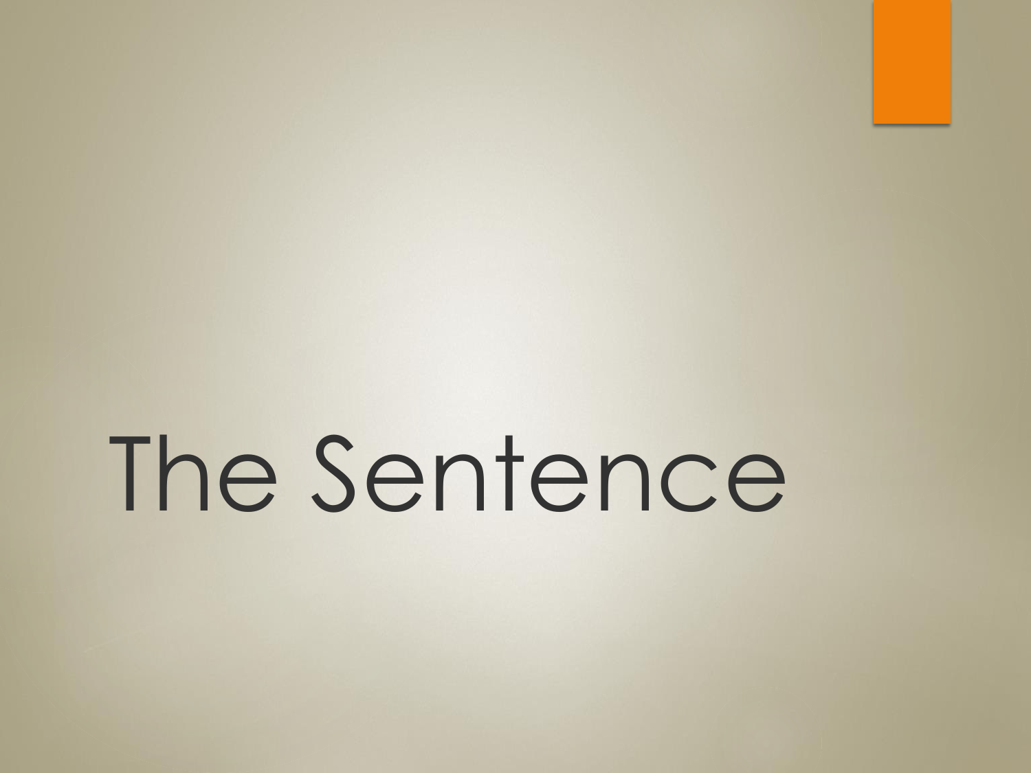# The Sentence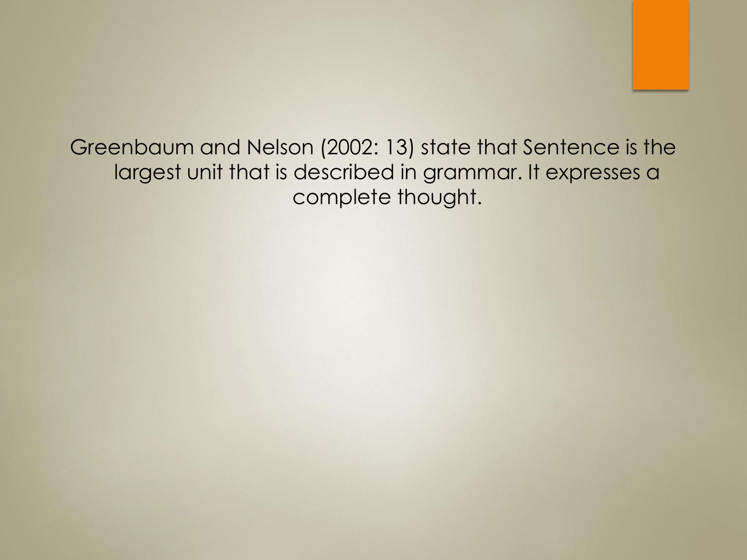Greenbaum and Nelson (2002: 13) state that Sentence is the largest unit that is described in grammar. It expresses a complete thought.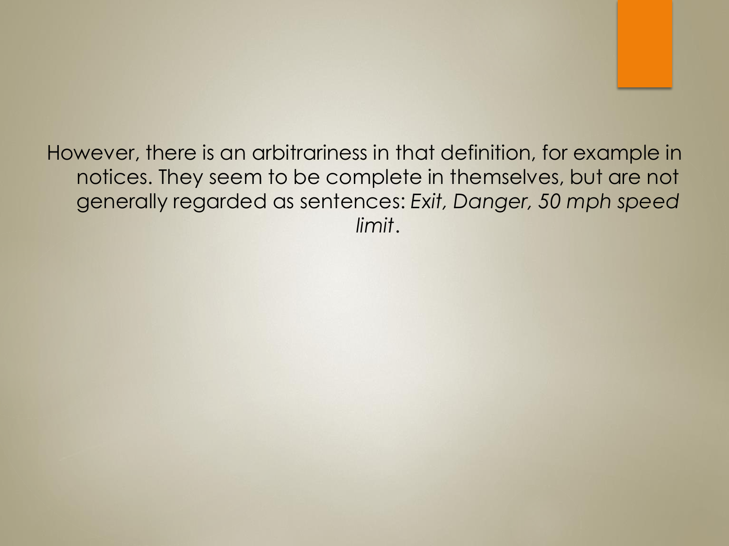However, there is an arbitrariness in that definition, for example in notices. They seem to be complete in themselves, but are not generally regarded as sentences: *Exit, Danger, 50 mph speed limit*.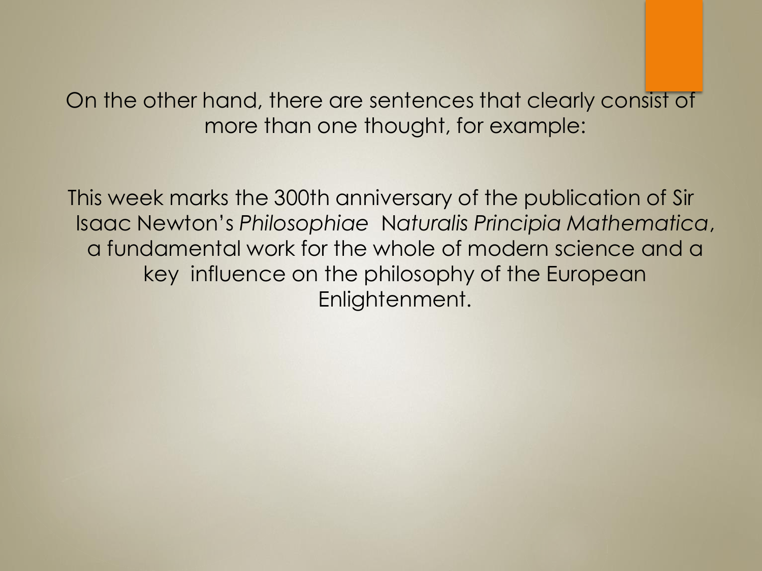On the other hand, there are sentences that clearly consist of more than one thought, for example:

This week marks the 300th anniversary of the publication of Sir Isaac Newton's *Philosophiae Naturalis Principia Mathematica*, a fundamental work for the whole of modern science and a key influence on the philosophy of the European Enlightenment.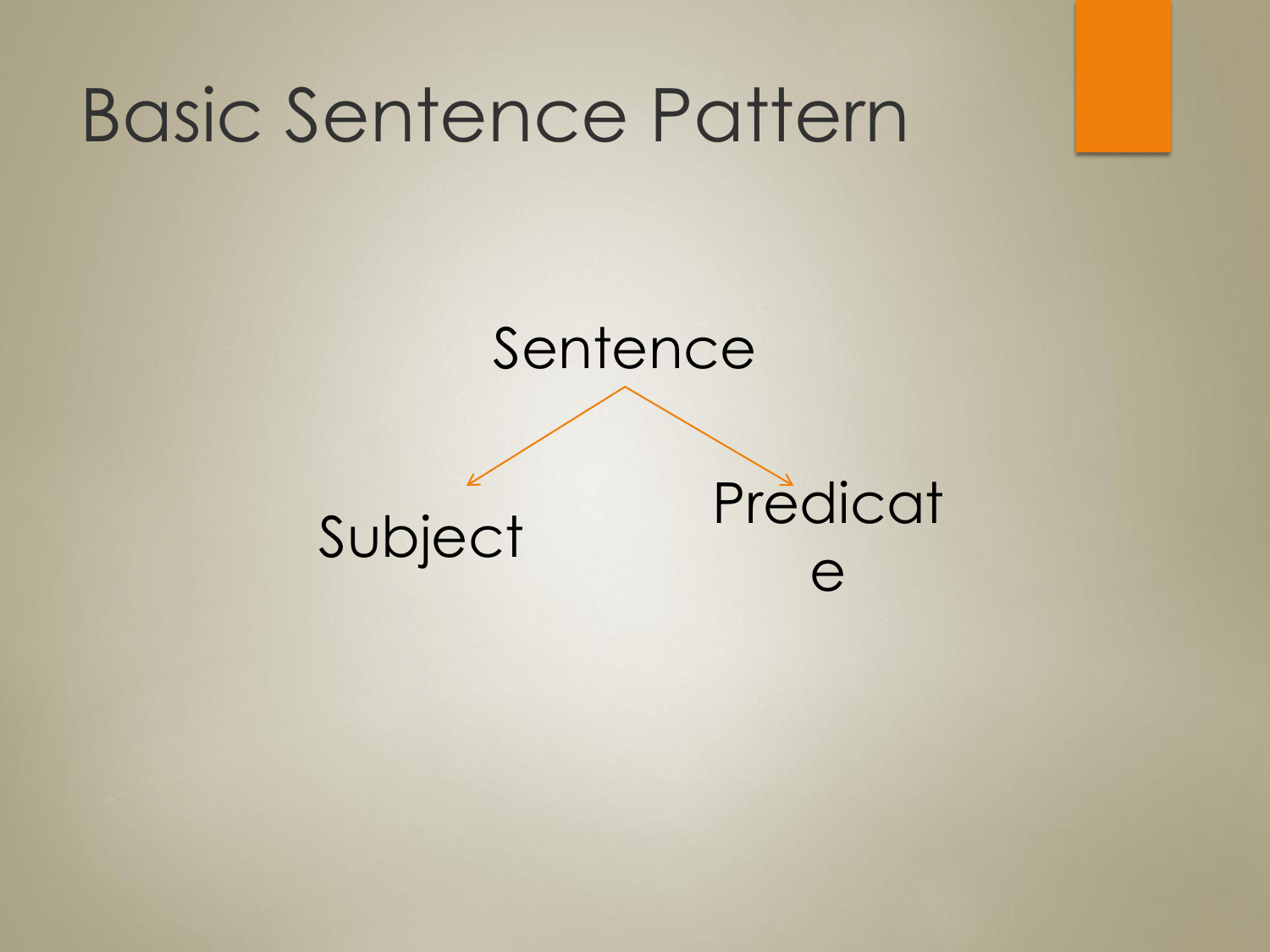# Basic Sentence Pattern

Sentence

Subject

Predicate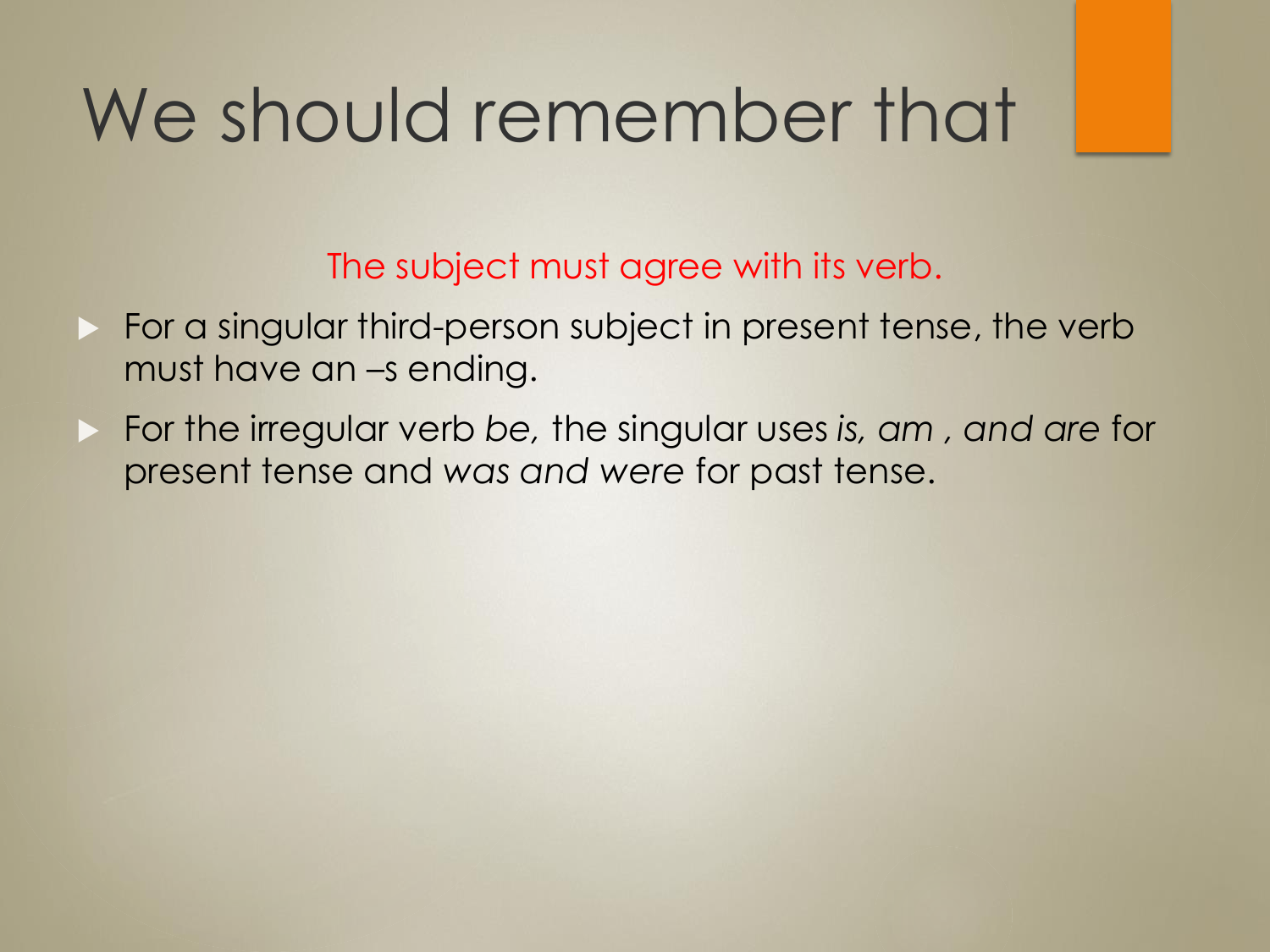# We should remember that

The subject must agree with its verb.

- For a singular third-person subject in present tense, the verb must have an –s ending.
- For the irregular verb *be,* the singular uses *is, am , and are* for present tense and *was and were* for past tense.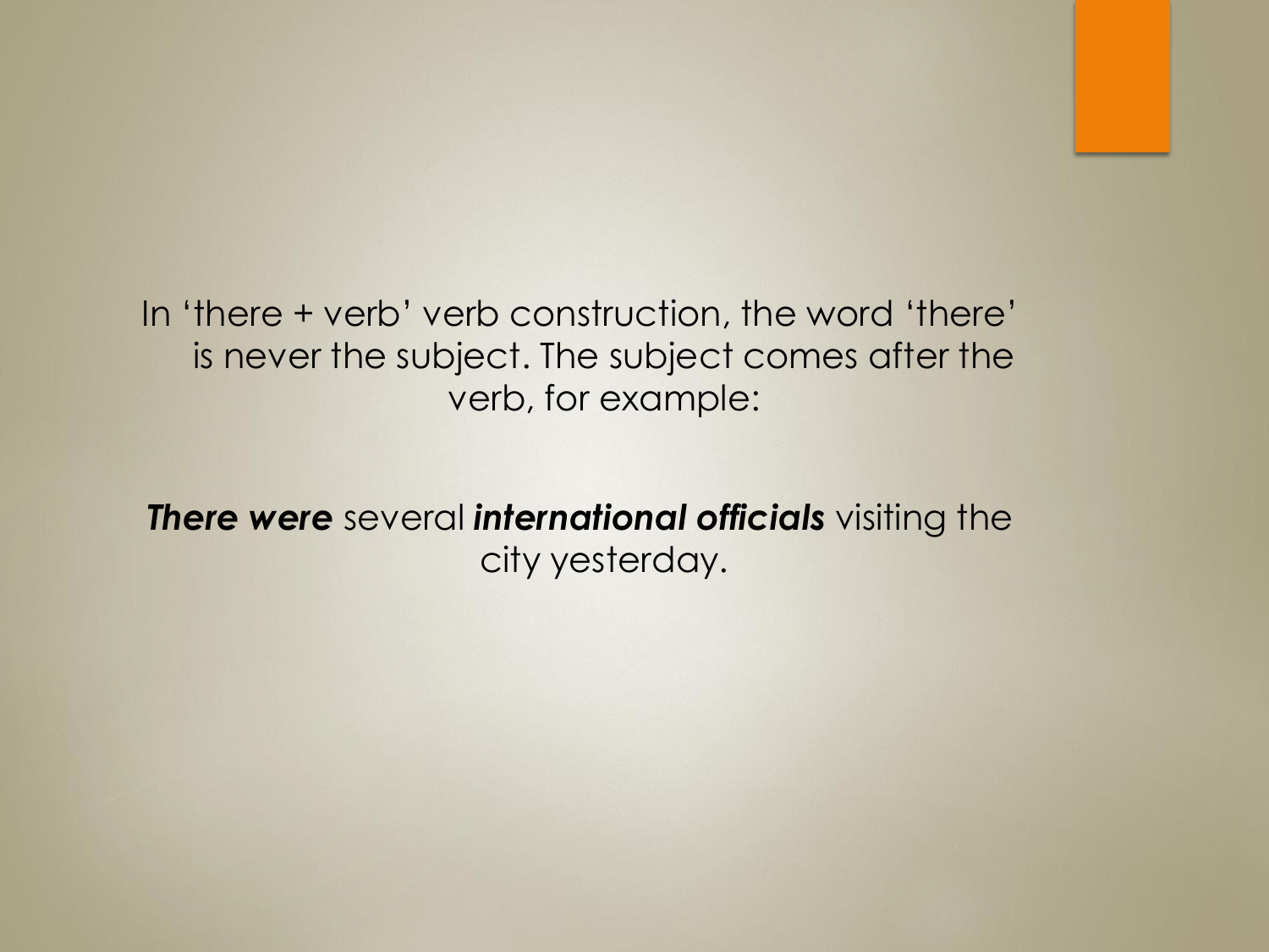In 'there + verb' verb construction, the word 'there' is never the subject. The subject comes after the verb, for example:

***There were*** several ***international officials*** visiting the city yesterday.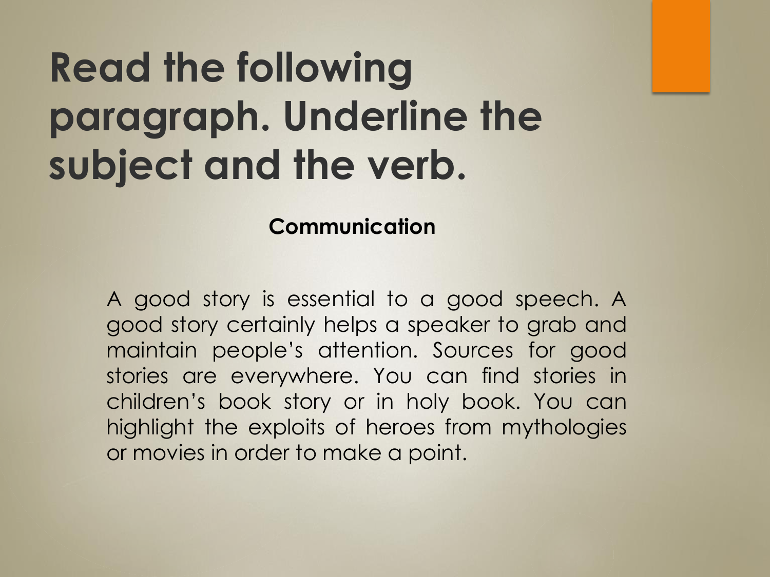# Read the following paragraph. Underline the subject and the verb.

**Communication**

A good story is essential to a good speech. A good story certainly helps a speaker to grab and maintain people's attention. Sources for good stories are everywhere. You can find stories in children's book story or in holy book. You can highlight the exploits of heroes from mythologies or movies in order to make a point.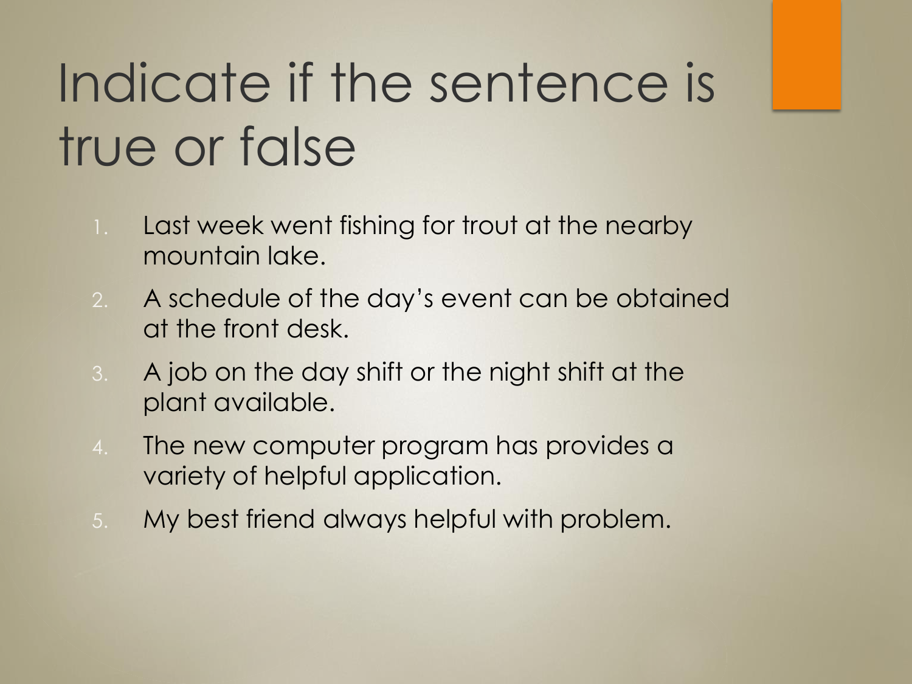# Indicate if the sentence is true or false

1. Last week went fishing for trout at the nearby mountain lake.
2. A schedule of the day's event can be obtained at the front desk.
3. A job on the day shift or the night shift at the plant available.
4. The new computer program has provides a variety of helpful application.
5. My best friend always helpful with problem.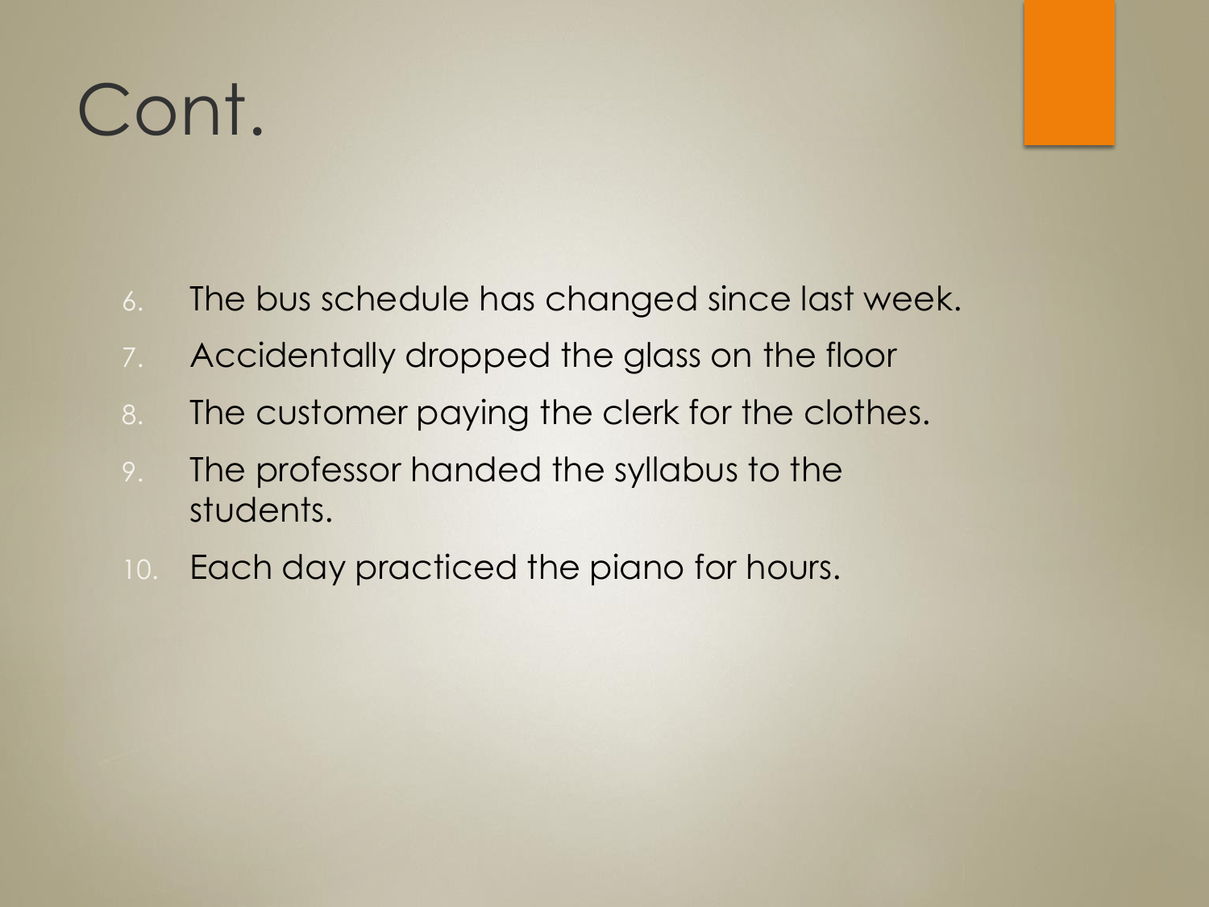# Cont.

6. The bus schedule has changed since last week.
7. Accidentally dropped the glass on the floor
8. The customer paying the clerk for the clothes.
9. The professor handed the syllabus to the students.
10. Each day practiced the piano for hours.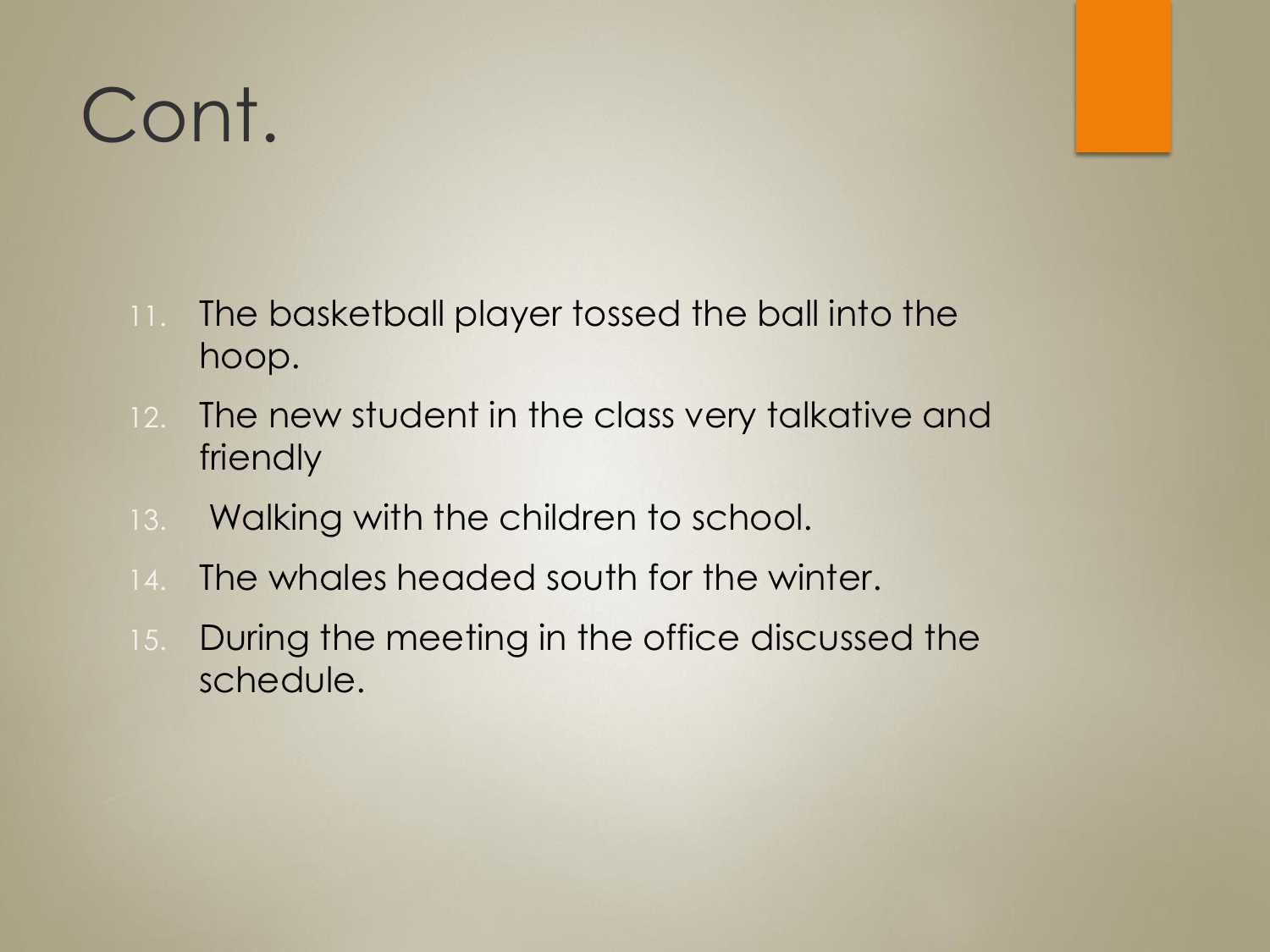# Cont.

11. The basketball player tossed the ball into the hoop.
12. The new student in the class very talkative and friendly
13. Walking with the children to school.
14. The whales headed south for the winter.
15. During the meeting in the office discussed the schedule.